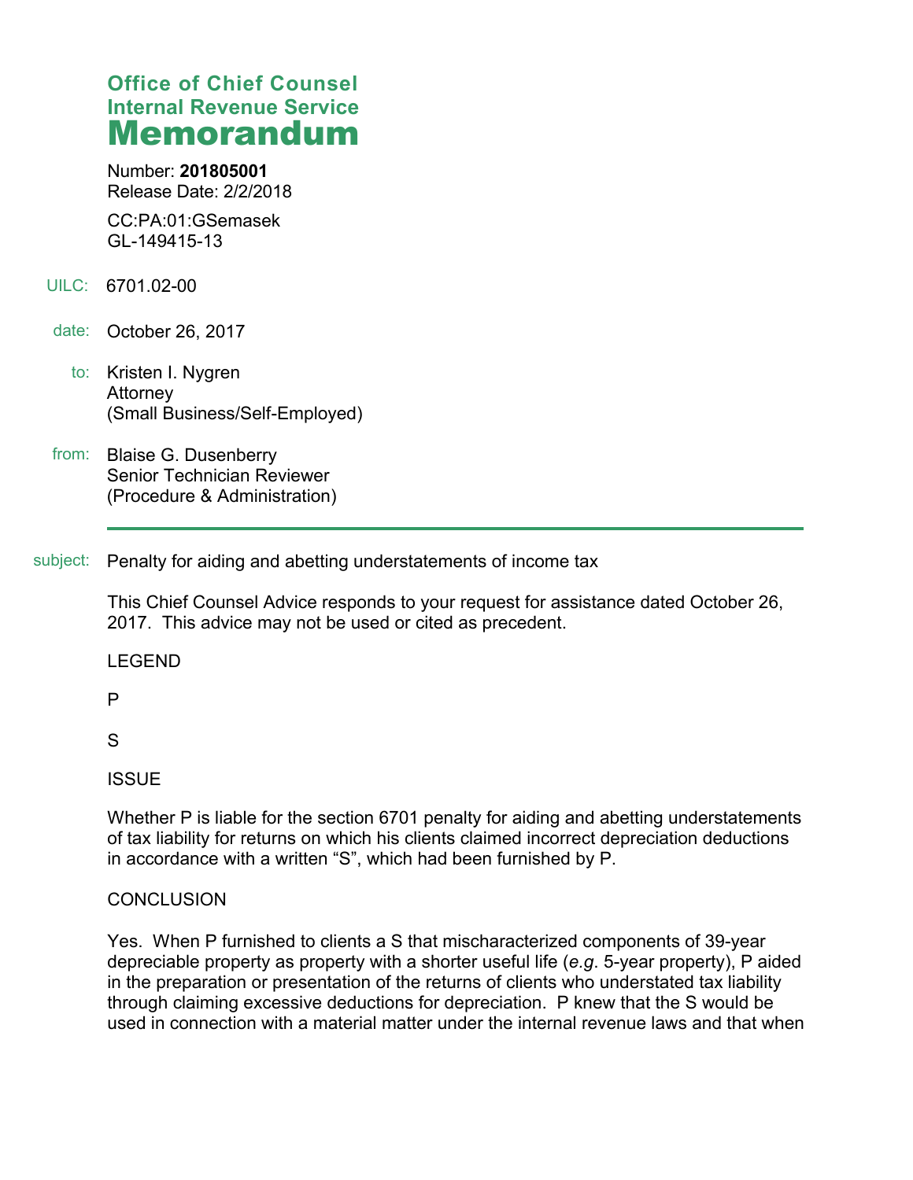# Office of Chief Counsel
# Internal Revenue Service
# Memorandum

Number: **201805001**
Release Date: 2/2/2018

CC:PA:01:GSemasek
GL-149415-13

UILC: 6701.02-00

date: October 26, 2017

to: Kristen I. Nygren
Attorney
(Small Business/Self-Employed)

from: Blaise G. Dusenberry
Senior Technician Reviewer
(Procedure & Administration)

---

subject: Penalty for aiding and abetting understatements of income tax

This Chief Counsel Advice responds to your request for assistance dated October 26, 2017. This advice may not be used or cited as precedent.

LEGEND

P

S

ISSUE

Whether P is liable for the section 6701 penalty for aiding and abetting understatements of tax liability for returns on which his clients claimed incorrect depreciation deductions in accordance with a written "S", which had been furnished by P.

CONCLUSION

Yes. When P furnished to clients a S that mischaracterized components of 39-year depreciable property as property with a shorter useful life (*e.g.* 5-year property), P aided in the preparation or presentation of the returns of clients who understated tax liability through claiming excessive deductions for depreciation. P knew that the S would be used in connection with a material matter under the internal revenue laws and that when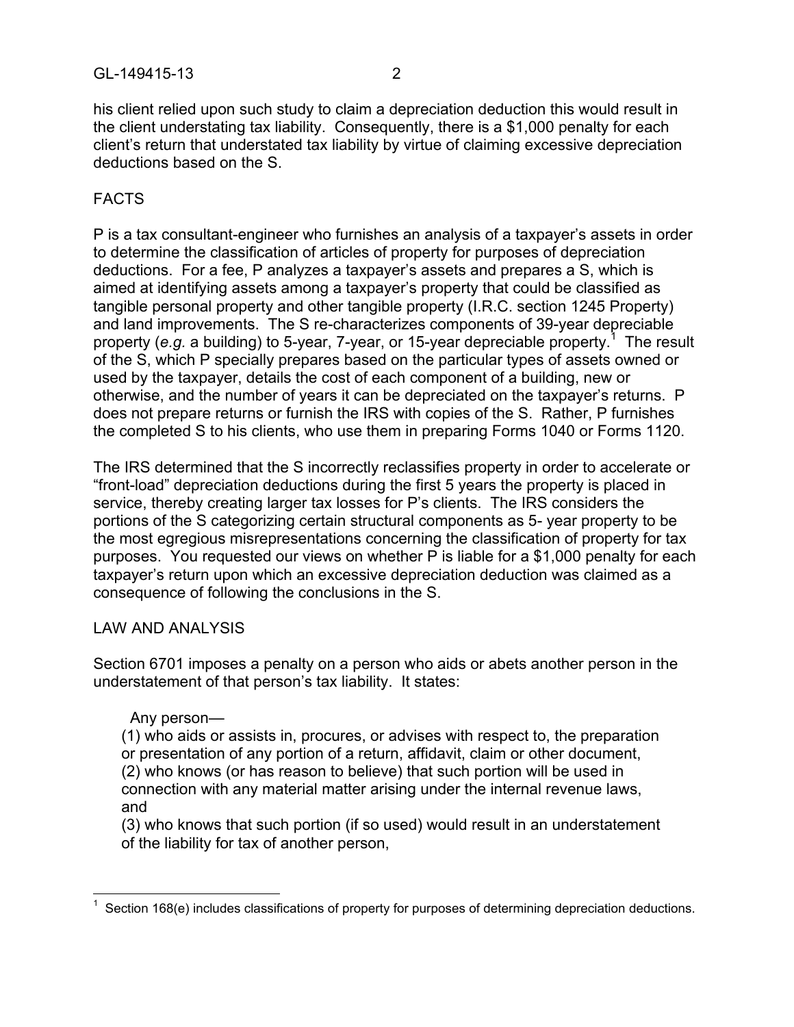his client relied upon such study to claim a depreciation deduction this would result in the client understating tax liability. Consequently, there is a $1,000 penalty for each client's return that understated tax liability by virtue of claiming excessive depreciation deductions based on the S.

## FACTS

P is a tax consultant-engineer who furnishes an analysis of a taxpayer's assets in order to determine the classification of articles of property for purposes of depreciation deductions. For a fee, P analyzes a taxpayer's assets and prepares a S, which is aimed at identifying assets among a taxpayer's property that could be classified as tangible personal property and other tangible property (I.R.C. section 1245 Property) and land improvements. The S re-characterizes components of 39-year depreciable property (*e.g.* a building) to 5-year, 7-year, or 15-year depreciable property.[1] The result of the S, which P specially prepares based on the particular types of assets owned or used by the taxpayer, details the cost of each component of a building, new or otherwise, and the number of years it can be depreciated on the taxpayer's returns. P does not prepare returns or furnish the IRS with copies of the S. Rather, P furnishes the completed S to his clients, who use them in preparing Forms 1040 or Forms 1120.

The IRS determined that the S incorrectly reclassifies property in order to accelerate or "front-load" depreciation deductions during the first 5 years the property is placed in service, thereby creating larger tax losses for P's clients. The IRS considers the portions of the S categorizing certain structural components as 5- year property to be the most egregious misrepresentations concerning the classification of property for tax purposes. You requested our views on whether P is liable for a $1,000 penalty for each taxpayer's return upon which an excessive depreciation deduction was claimed as a consequence of following the conclusions in the S.

## LAW AND ANALYSIS

Section 6701 imposes a penalty on a person who aids or abets another person in the understatement of that person's tax liability. It states:

> Any person—
> (1) who aids or assists in, procures, or advises with respect to, the preparation or presentation of any portion of a return, affidavit, claim or other document,
> (2) who knows (or has reason to believe) that such portion will be used in connection with any material matter arising under the internal revenue laws, and
> (3) who knows that such portion (if so used) would result in an understatement of the liability for tax of another person,

---

[1] Section 168(e) includes classifications of property for purposes of determining depreciation deductions.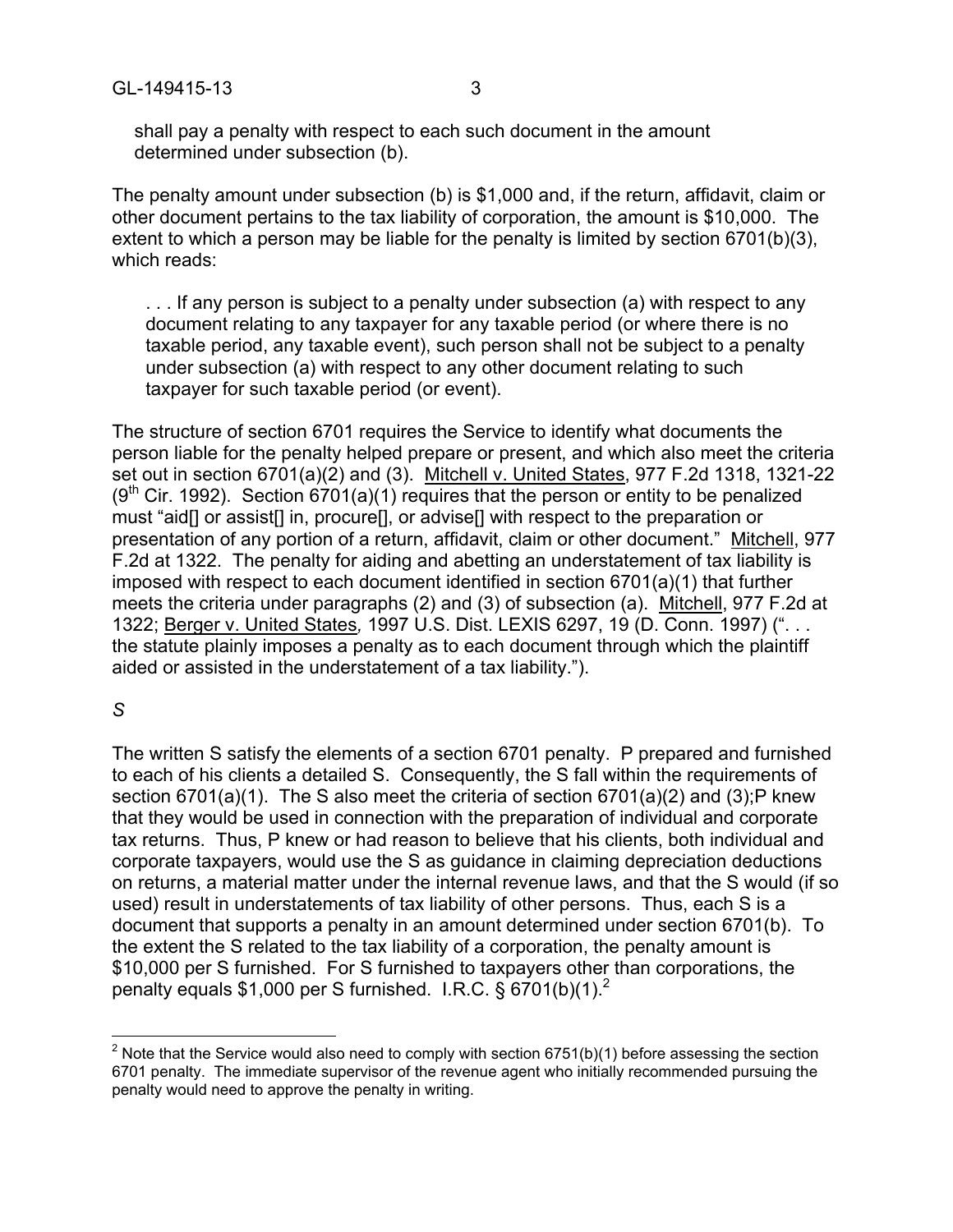shall pay a penalty with respect to each such document in the amount determined under subsection (b).

The penalty amount under subsection (b) is $1,000 and, if the return, affidavit, claim or other document pertains to the tax liability of corporation, the amount is $10,000. The extent to which a person may be liable for the penalty is limited by section 6701(b)(3), which reads:

> . . . If any person is subject to a penalty under subsection (a) with respect to any document relating to any taxpayer for any taxable period (or where there is no taxable period, any taxable event), such person shall not be subject to a penalty under subsection (a) with respect to any other document relating to such taxpayer for such taxable period (or event).

The structure of section 6701 requires the Service to identify what documents the person liable for the penalty helped prepare or present, and which also meet the criteria set out in section 6701(a)(2) and (3). Mitchell v. United States, 977 F.2d 1318, 1321-22 (9th Cir. 1992). Section 6701(a)(1) requires that the person or entity to be penalized must "aid[] or assist[] in, procure[], or advise[] with respect to the preparation or presentation of any portion of a return, affidavit, claim or other document." Mitchell, 977 F.2d at 1322. The penalty for aiding and abetting an understatement of tax liability is imposed with respect to each document identified in section 6701(a)(1) that further meets the criteria under paragraphs (2) and (3) of subsection (a). Mitchell, 977 F.2d at 1322; Berger v. United States, 1997 U.S. Dist. LEXIS 6297, 19 (D. Conn. 1997) (". . . the statute plainly imposes a penalty as to each document through which the plaintiff aided or assisted in the understatement of a tax liability.").

*S*

The written S satisfy the elements of a section 6701 penalty. P prepared and furnished to each of his clients a detailed S. Consequently, the S fall within the requirements of section 6701(a)(1). The S also meet the criteria of section 6701(a)(2) and (3);P knew that they would be used in connection with the preparation of individual and corporate tax returns. Thus, P knew or had reason to believe that his clients, both individual and corporate taxpayers, would use the S as guidance in claiming depreciation deductions on returns, a material matter under the internal revenue laws, and that the S would (if so used) result in understatements of tax liability of other persons. Thus, each S is a document that supports a penalty in an amount determined under section 6701(b). To the extent the S related to the tax liability of a corporation, the penalty amount is $10,000 per S furnished. For S furnished to taxpayers other than corporations, the penalty equals $1,000 per S furnished. I.R.C. § 6701(b)(1).[2]

[2] Note that the Service would also need to comply with section 6751(b)(1) before assessing the section 6701 penalty. The immediate supervisor of the revenue agent who initially recommended pursuing the penalty would need to approve the penalty in writing.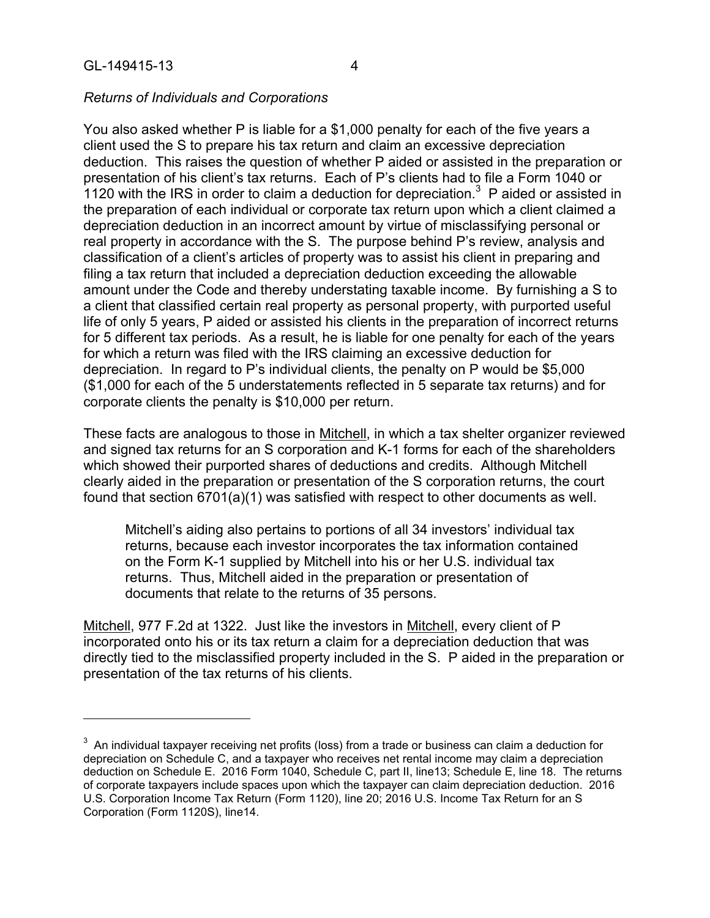*Returns of Individuals and Corporations*

You also asked whether P is liable for a $1,000 penalty for each of the five years a client used the S to prepare his tax return and claim an excessive depreciation deduction. This raises the question of whether P aided or assisted in the preparation or presentation of his client's tax returns. Each of P's clients had to file a Form 1040 or 1120 with the IRS in order to claim a deduction for depreciation.[3] P aided or assisted in the preparation of each individual or corporate tax return upon which a client claimed a depreciation deduction in an incorrect amount by virtue of misclassifying personal or real property in accordance with the S. The purpose behind P's review, analysis and classification of a client's articles of property was to assist his client in preparing and filing a tax return that included a depreciation deduction exceeding the allowable amount under the Code and thereby understating taxable income. By furnishing a S to a client that classified certain real property as personal property, with purported useful life of only 5 years, P aided or assisted his clients in the preparation of incorrect returns for 5 different tax periods. As a result, he is liable for one penalty for each of the years for which a return was filed with the IRS claiming an excessive deduction for depreciation. In regard to P's individual clients, the penalty on P would be $5,000 ($1,000 for each of the 5 understatements reflected in 5 separate tax returns) and for corporate clients the penalty is $10,000 per return.

These facts are analogous to those in Mitchell, in which a tax shelter organizer reviewed and signed tax returns for an S corporation and K-1 forms for each of the shareholders which showed their purported shares of deductions and credits. Although Mitchell clearly aided in the preparation or presentation of the S corporation returns, the court found that section 6701(a)(1) was satisfied with respect to other documents as well.

> Mitchell's aiding also pertains to portions of all 34 investors' individual tax returns, because each investor incorporates the tax information contained on the Form K-1 supplied by Mitchell into his or her U.S. individual tax returns. Thus, Mitchell aided in the preparation or presentation of documents that relate to the returns of 35 persons.

Mitchell, 977 F.2d at 1322. Just like the investors in Mitchell, every client of P incorporated onto his or its tax return a claim for a depreciation deduction that was directly tied to the misclassified property included in the S. P aided in the preparation or presentation of the tax returns of his clients.

---

[3] An individual taxpayer receiving net profits (loss) from a trade or business can claim a deduction for depreciation on Schedule C, and a taxpayer who receives net rental income may claim a depreciation deduction on Schedule E. 2016 Form 1040, Schedule C, part II, line13; Schedule E, line 18. The returns of corporate taxpayers include spaces upon which the taxpayer can claim depreciation deduction. 2016 U.S. Corporation Income Tax Return (Form 1120), line 20; 2016 U.S. Income Tax Return for an S Corporation (Form 1120S), line14.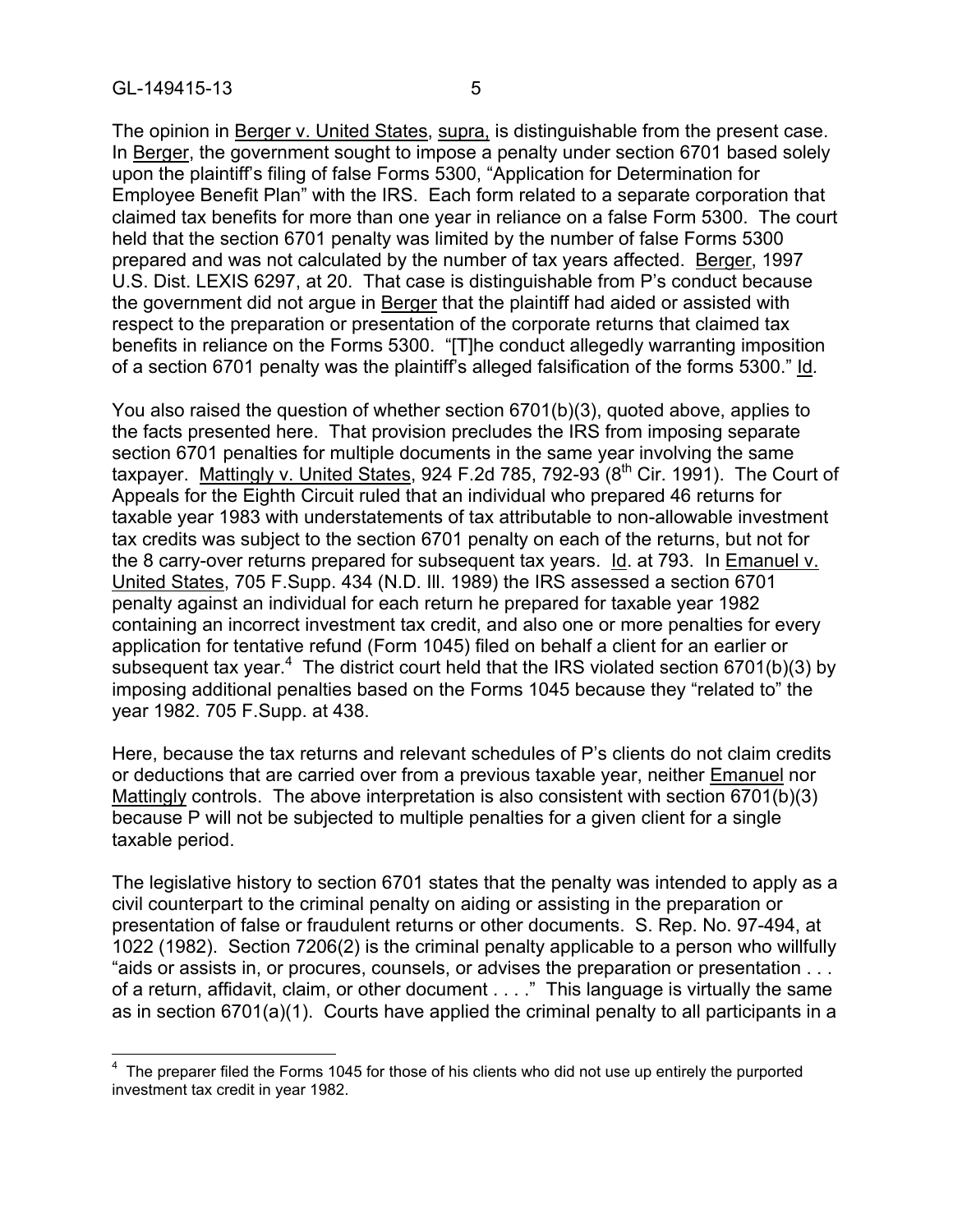The opinion in Berger v. United States, supra, is distinguishable from the present case. In Berger, the government sought to impose a penalty under section 6701 based solely upon the plaintiff's filing of false Forms 5300, "Application for Determination for Employee Benefit Plan" with the IRS. Each form related to a separate corporation that claimed tax benefits for more than one year in reliance on a false Form 5300. The court held that the section 6701 penalty was limited by the number of false Forms 5300 prepared and was not calculated by the number of tax years affected. Berger, 1997 U.S. Dist. LEXIS 6297, at 20. That case is distinguishable from P's conduct because the government did not argue in Berger that the plaintiff had aided or assisted with respect to the preparation or presentation of the corporate returns that claimed tax benefits in reliance on the Forms 5300. "[T]he conduct allegedly warranting imposition of a section 6701 penalty was the plaintiff's alleged falsification of the forms 5300." Id.

You also raised the question of whether section 6701(b)(3), quoted above, applies to the facts presented here. That provision precludes the IRS from imposing separate section 6701 penalties for multiple documents in the same year involving the same taxpayer. Mattingly v. United States, 924 F.2d 785, 792-93 (8th Cir. 1991). The Court of Appeals for the Eighth Circuit ruled that an individual who prepared 46 returns for taxable year 1983 with understatements of tax attributable to non-allowable investment tax credits was subject to the section 6701 penalty on each of the returns, but not for the 8 carry-over returns prepared for subsequent tax years. Id. at 793. In Emanuel v. United States, 705 F.Supp. 434 (N.D. Ill. 1989) the IRS assessed a section 6701 penalty against an individual for each return he prepared for taxable year 1982 containing an incorrect investment tax credit, and also one or more penalties for every application for tentative refund (Form 1045) filed on behalf a client for an earlier or subsequent tax year.[4] The district court held that the IRS violated section 6701(b)(3) by imposing additional penalties based on the Forms 1045 because they "related to" the year 1982. 705 F.Supp. at 438.

Here, because the tax returns and relevant schedules of P's clients do not claim credits or deductions that are carried over from a previous taxable year, neither Emanuel nor Mattingly controls. The above interpretation is also consistent with section 6701(b)(3) because P will not be subjected to multiple penalties for a given client for a single taxable period.

The legislative history to section 6701 states that the penalty was intended to apply as a civil counterpart to the criminal penalty on aiding or assisting in the preparation or presentation of false or fraudulent returns or other documents. S. Rep. No. 97-494, at 1022 (1982). Section 7206(2) is the criminal penalty applicable to a person who willfully "aids or assists in, or procures, counsels, or advises the preparation or presentation . . . of a return, affidavit, claim, or other document . . . ." This language is virtually the same as in section 6701(a)(1). Courts have applied the criminal penalty to all participants in a

[4] The preparer filed the Forms 1045 for those of his clients who did not use up entirely the purported investment tax credit in year 1982.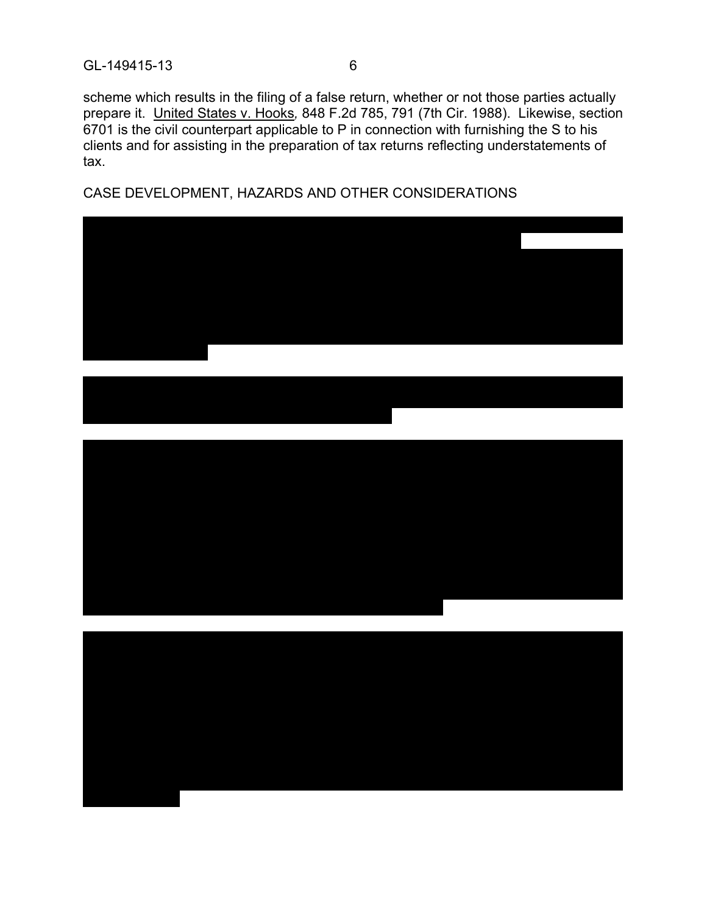scheme which results in the filing of a false return, whether or not those parties actually prepare it. United States v. Hooks, 848 F.2d 785, 791 (7th Cir. 1988). Likewise, section 6701 is the civil counterpart applicable to P in connection with furnishing the S to his clients and for assisting in the preparation of tax returns reflecting understatements of tax.

## CASE DEVELOPMENT, HAZARDS AND OTHER CONSIDERATIONS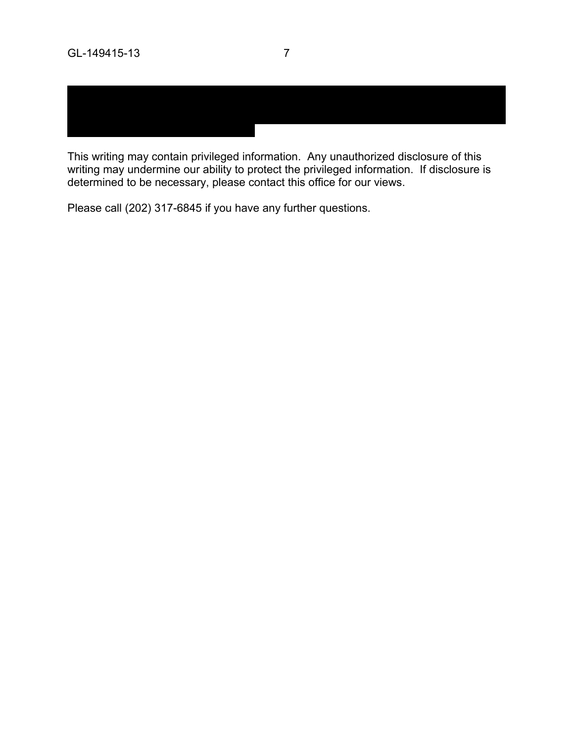This writing may contain privileged information. Any unauthorized disclosure of this writing may undermine our ability to protect the privileged information. If disclosure is determined to be necessary, please contact this office for our views.

Please call (202) 317-6845 if you have any further questions.